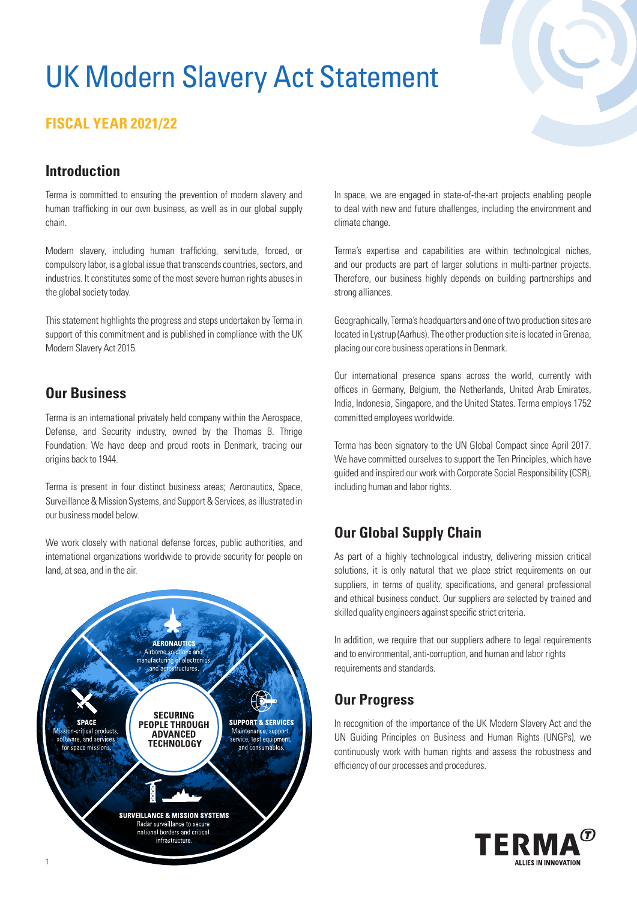# UK Modern Slavery Act Statement

## FISCAL YEAR 2021/22

## Introduction

Terma is committed to ensuring the prevention of modern slavery and human trafficking in our own business, as well as in our global supply chain.

Modern slavery, including human trafficking, servitude, forced, or compulsory labor, is a global issue that transcends countries, sectors, and industries. It constitutes some of the most severe human rights abuses in the global society today.

This statement highlights the progress and steps undertaken by Terma in support of this commitment and is published in compliance with the UK Modern Slavery Act 2015.

## Our Business

Terma is an international privately held company within the Aerospace, Defense, and Security industry, owned by the Thomas B. Thrige Foundation. We have deep and proud roots in Denmark, tracing our origins back to 1944.

Terma is present in four distinct business areas; Aeronautics, Space, Surveillance & Mission Systems, and Support & Services, as illustrated in our business model below.

We work closely with national defense forces, public authorities, and international organizations worldwide to provide security for people on land, at sea, and in the air.

SECURING PEOPLE THROUGH ADVANCED TECHNOLOGY

AERONAUTICS
Airborne solutions and manufacturing of electronics and aerostructures.

SPACE
Mission-critical products, software, and services for space missions.

SUPPORT & SERVICES
Maintenance, support, service, test equipment, and consumables.

SURVEILLANCE & MISSION SYSTEMS
Radar surveillance to secure national borders and critical infrastructure.

In space, we are engaged in state-of-the-art projects enabling people to deal with new and future challenges, including the environment and climate change.

Terma's expertise and capabilities are within technological niches, and our products are part of larger solutions in multi-partner projects. Therefore, our business highly depends on building partnerships and strong alliances.

Geographically, Terma's headquarters and one of two production sites are located in Lystrup (Aarhus). The other production site is located in Grenaa, placing our core business operations in Denmark.

Our international presence spans across the world, currently with offices in Germany, Belgium, the Netherlands, United Arab Emirates, India, Indonesia, Singapore, and the United States. Terma employs 1752 committed employees worldwide.

Terma has been signatory to the UN Global Compact since April 2017. We have committed ourselves to support the Ten Principles, which have guided and inspired our work with Corporate Social Responsibility (CSR), including human and labor rights.

## Our Global Supply Chain

As part of a highly technological industry, delivering mission critical solutions, it is only natural that we place strict requirements on our suppliers, in terms of quality, specifications, and general professional and ethical business conduct. Our suppliers are selected by trained and skilled quality engineers against specific strict criteria.

In addition, we require that our suppliers adhere to legal requirements and to environmental, anti-corruption, and human and labor rights requirements and standards.

## Our Progress

In recognition of the importance of the UK Modern Slavery Act and the UN Guiding Principles on Business and Human Rights (UNGPs), we continuously work with human rights and assess the robustness and efficiency of our processes and procedures.

TERMA
ALLIES IN INNOVATION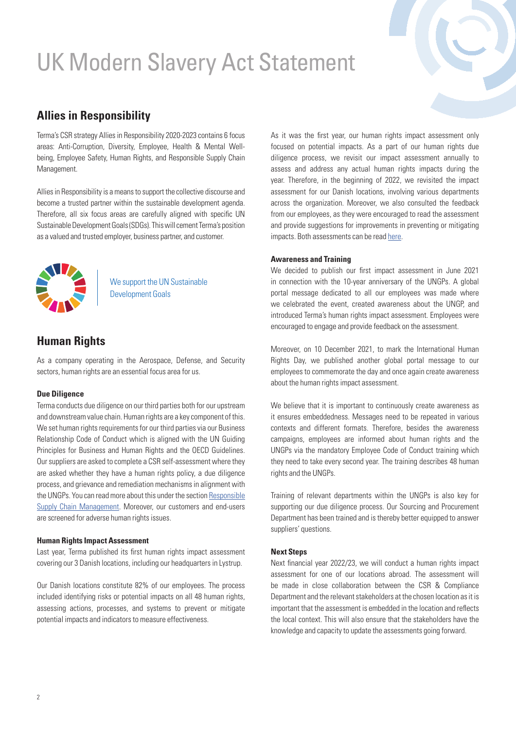# UK Modern Slavery Act Statement

## Allies in Responsibility

Terma's CSR strategy Allies in Responsibility 2020-2023 contains 6 focus areas: Anti-Corruption, Diversity, Employee, Health & Mental Well-being, Employee Safety, Human Rights, and Responsible Supply Chain Management.

Allies in Responsibility is a means to support the collective discourse and become a trusted partner within the sustainable development agenda. Therefore, all six focus areas are carefully aligned with specific UN Sustainable Development Goals (SDGs). This will cement Terma's position as a valued and trusted employer, business partner, and customer.

We support the UN Sustainable Development Goals

## Human Rights

As a company operating in the Aerospace, Defense, and Security sectors, human rights are an essential focus area for us.

### Due Diligence

Terma conducts due diligence on our third parties both for our upstream and downstream value chain. Human rights are a key component of this. We set human rights requirements for our third parties via our Business Relationship Code of Conduct which is aligned with the UN Guiding Principles for Business and Human Rights and the OECD Guidelines. Our suppliers are asked to complete a CSR self-assessment where they are asked whether they have a human rights policy, a due diligence process, and grievance and remediation mechanisms in alignment with the UNGPs. You can read more about this under the section Responsible Supply Chain Management. Moreover, our customers and end-users are screened for adverse human rights issues.

### Human Rights Impact Assessment

Last year, Terma published its first human rights impact assessment covering our 3 Danish locations, including our headquarters in Lystrup.

Our Danish locations constitute 82% of our employees. The process included identifying risks or potential impacts on all 48 human rights, assessing actions, processes, and systems to prevent or mitigate potential impacts and indicators to measure effectiveness.

As it was the first year, our human rights impact assessment only focused on potential impacts. As a part of our human rights due diligence process, we revisit our impact assessment annually to assess and address any actual human rights impacts during the year. Therefore, in the beginning of 2022, we revisited the impact assessment for our Danish locations, involving various departments across the organization. Moreover, we also consulted the feedback from our employees, as they were encouraged to read the assessment and provide suggestions for improvements in preventing or mitigating impacts. Both assessments can be read here.

### Awareness and Training

We decided to publish our first impact assessment in June 2021 in connection with the 10-year anniversary of the UNGPs. A global portal message dedicated to all our employees was made where we celebrated the event, created awareness about the UNGP, and introduced Terma's human rights impact assessment. Employees were encouraged to engage and provide feedback on the assessment.

Moreover, on 10 December 2021, to mark the International Human Rights Day, we published another global portal message to our employees to commemorate the day and once again create awareness about the human rights impact assessment.

We believe that it is important to continuously create awareness as it ensures embeddedness. Messages need to be repeated in various contexts and different formats. Therefore, besides the awareness campaigns, employees are informed about human rights and the UNGPs via the mandatory Employee Code of Conduct training which they need to take every second year. The training describes 48 human rights and the UNGPs.

Training of relevant departments within the UNGPs is also key for supporting our due diligence process. Our Sourcing and Procurement Department has been trained and is thereby better equipped to answer suppliers' questions.

### Next Steps

Next financial year 2022/23, we will conduct a human rights impact assessment for one of our locations abroad. The assessment will be made in close collaboration between the CSR & Compliance Department and the relevant stakeholders at the chosen location as it is important that the assessment is embedded in the location and reflects the local context. This will also ensure that the stakeholders have the knowledge and capacity to update the assessments going forward.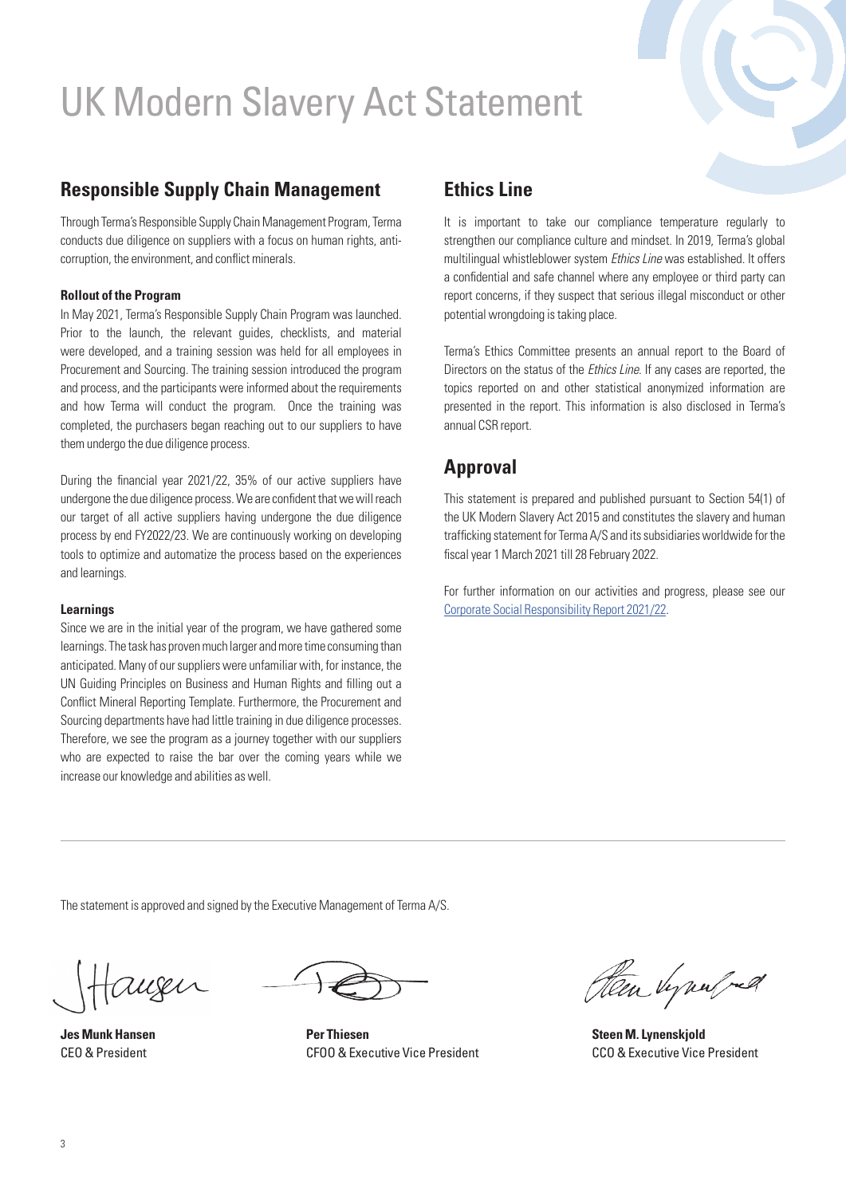# UK Modern Slavery Act Statement

## Responsible Supply Chain Management

Through Terma's Responsible Supply Chain Management Program, Terma conducts due diligence on suppliers with a focus on human rights, anti-corruption, the environment, and conflict minerals.

**Rollout of the Program**

In May 2021, Terma's Responsible Supply Chain Program was launched. Prior to the launch, the relevant guides, checklists, and material were developed, and a training session was held for all employees in Procurement and Sourcing. The training session introduced the program and process, and the participants were informed about the requirements and how Terma will conduct the program. Once the training was completed, the purchasers began reaching out to our suppliers to have them undergo the due diligence process.

During the financial year 2021/22, 35% of our active suppliers have undergone the due diligence process. We are confident that we will reach our target of all active suppliers having undergone the due diligence process by end FY2022/23. We are continuously working on developing tools to optimize and automatize the process based on the experiences and learnings.

**Learnings**

Since we are in the initial year of the program, we have gathered some learnings. The task has proven much larger and more time consuming than anticipated. Many of our suppliers were unfamiliar with, for instance, the UN Guiding Principles on Business and Human Rights and filling out a Conflict Mineral Reporting Template. Furthermore, the Procurement and Sourcing departments have had little training in due diligence processes. Therefore, we see the program as a journey together with our suppliers who are expected to raise the bar over the coming years while we increase our knowledge and abilities as well.

## Ethics Line

It is important to take our compliance temperature regularly to strengthen our compliance culture and mindset. In 2019, Terma's global multilingual whistleblower system *Ethics Line* was established. It offers a confidential and safe channel where any employee or third party can report concerns, if they suspect that serious illegal misconduct or other potential wrongdoing is taking place.

Terma's Ethics Committee presents an annual report to the Board of Directors on the status of the *Ethics Line*. If any cases are reported, the topics reported on and other statistical anonymized information are presented in the report. This information is also disclosed in Terma's annual CSR report.

## Approval

This statement is prepared and published pursuant to Section 54(1) of the UK Modern Slavery Act 2015 and constitutes the slavery and human trafficking statement for Terma A/S and its subsidiaries worldwide for the fiscal year 1 March 2021 till 28 February 2022.

For further information on our activities and progress, please see our Corporate Social Responsibility Report 2021/22.

---

The statement is approved and signed by the Executive Management of Terma A/S.

**Jes Munk Hansen**
CEO & President

**Per Thiesen**
CFOO & Executive Vice President

**Steen M. Lynenskjold**
CCO & Executive Vice President